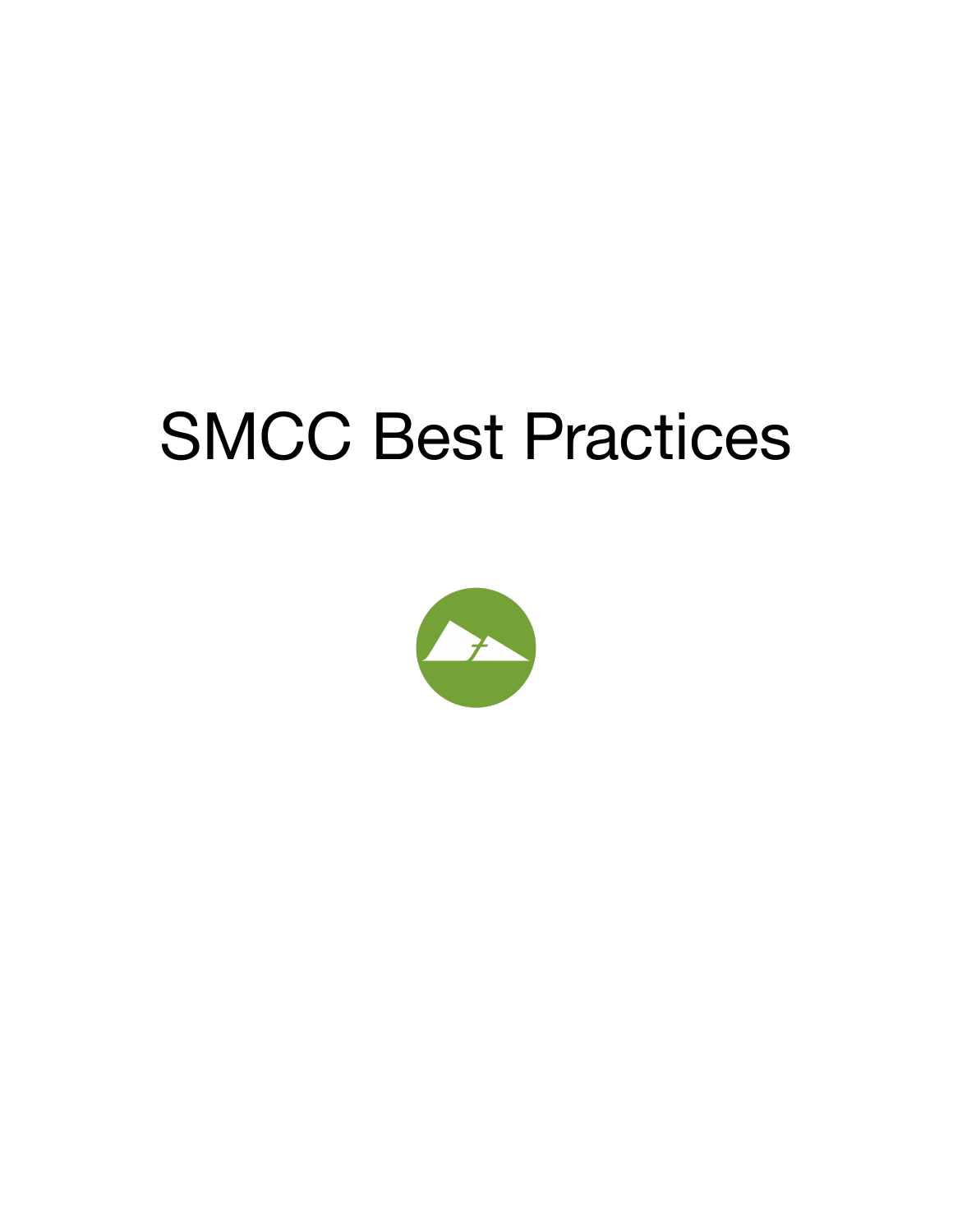# SMCC Best Practices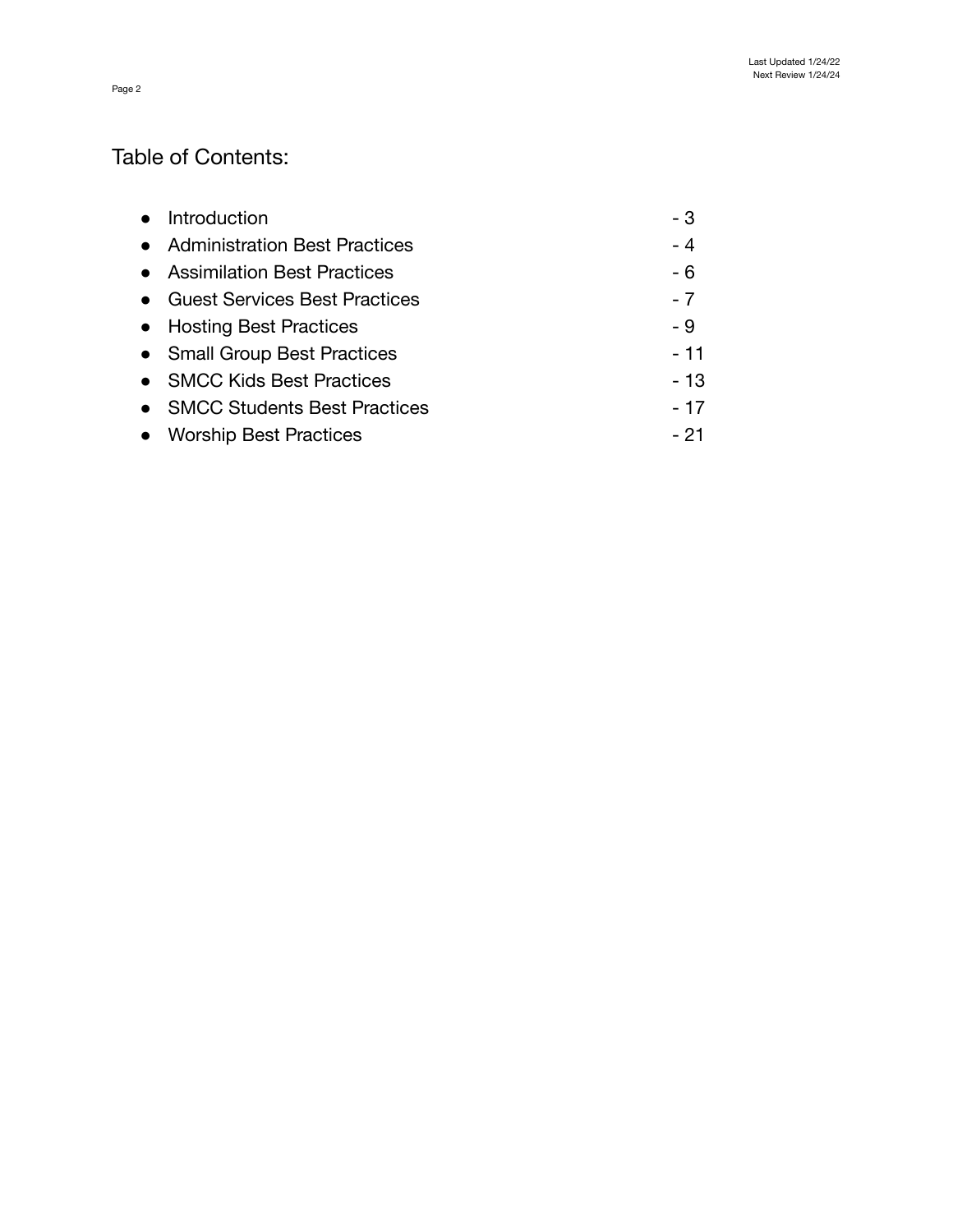## Table of Contents:

- Introduction - 3
- Administration Best Practices - 4
- Assimilation Best Practices - 6
- Guest Services Best Practices - 7
- Hosting Best Practices - 9
- Small Group Best Practices - 11
- SMCC Kids Best Practices - 13
- SMCC Students Best Practices - 17
- Worship Best Practices - 21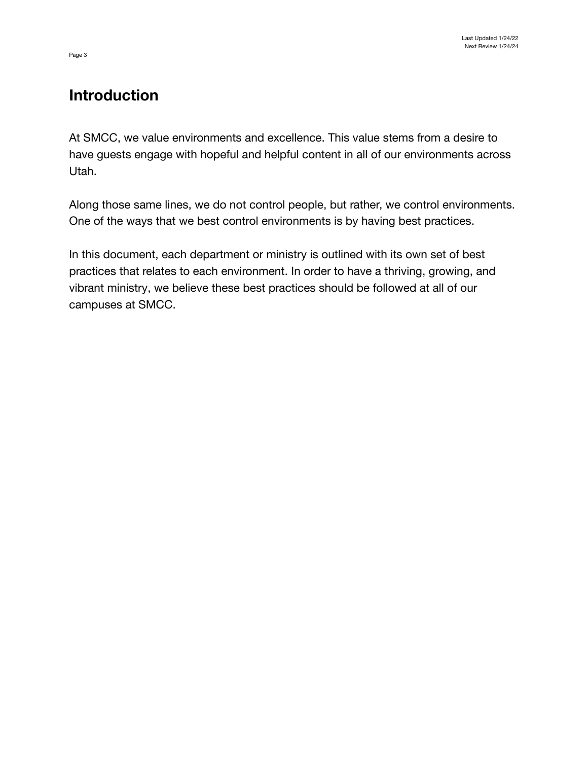## Introduction

At SMCC, we value environments and excellence. This value stems from a desire to have guests engage with hopeful and helpful content in all of our environments across Utah.

Along those same lines, we do not control people, but rather, we control environments. One of the ways that we best control environments is by having best practices.

In this document, each department or ministry is outlined with its own set of best practices that relates to each environment. In order to have a thriving, growing, and vibrant ministry, we believe these best practices should be followed at all of our campuses at SMCC.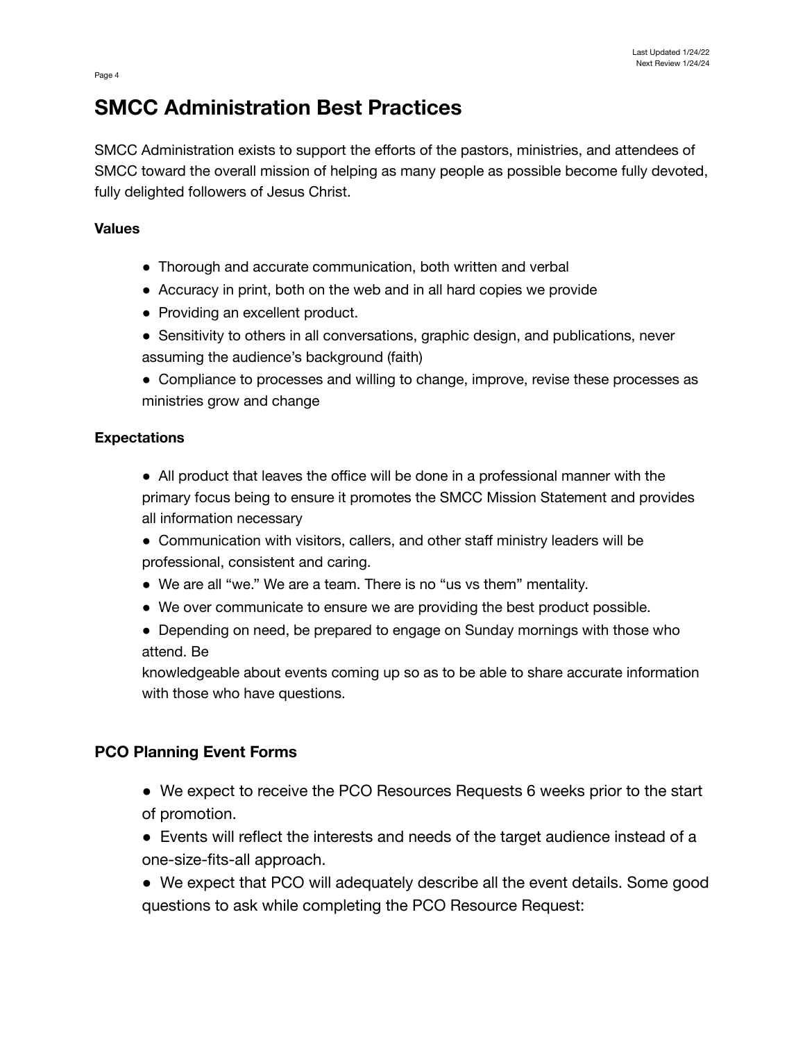## SMCC Administration Best Practices

SMCC Administration exists to support the efforts of the pastors, ministries, and attendees of SMCC toward the overall mission of helping as many people as possible become fully devoted, fully delighted followers of Jesus Christ.

**Values**

- Thorough and accurate communication, both written and verbal
- Accuracy in print, both on the web and in all hard copies we provide
- Providing an excellent product.
- Sensitivity to others in all conversations, graphic design, and publications, never assuming the audience's background (faith)
- Compliance to processes and willing to change, improve, revise these processes as ministries grow and change

**Expectations**

- All product that leaves the office will be done in a professional manner with the primary focus being to ensure it promotes the SMCC Mission Statement and provides all information necessary
- Communication with visitors, callers, and other staff ministry leaders will be professional, consistent and caring.
- We are all "we." We are a team. There is no "us vs them" mentality.
- We over communicate to ensure we are providing the best product possible.
- Depending on need, be prepared to engage on Sunday mornings with those who attend. Be knowledgeable about events coming up so as to be able to share accurate information with those who have questions.

### PCO Planning Event Forms

- We expect to receive the PCO Resources Requests 6 weeks prior to the start of promotion.
- Events will reflect the interests and needs of the target audience instead of a one-size-fits-all approach.
- We expect that PCO will adequately describe all the event details. Some good questions to ask while completing the PCO Resource Request: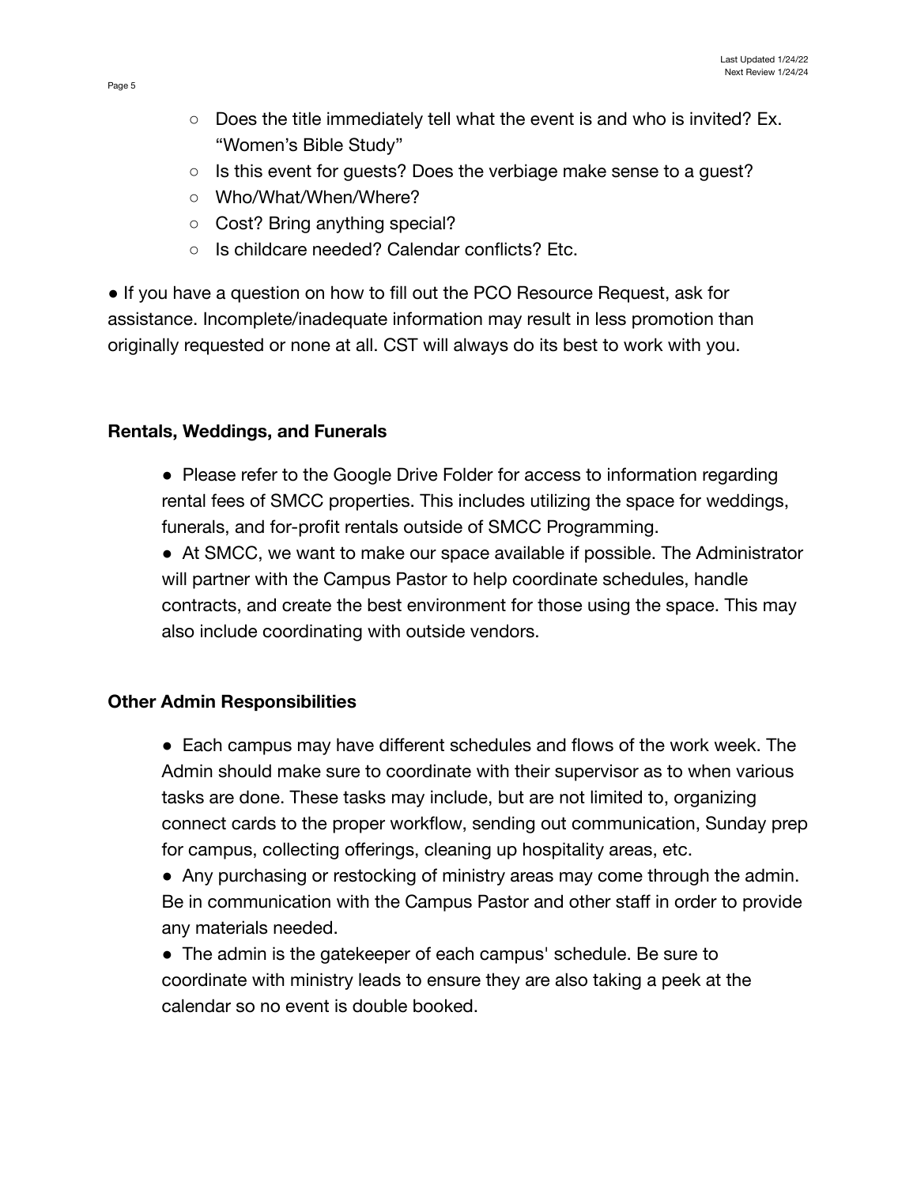- Does the title immediately tell what the event is and who is invited? Ex. "Women's Bible Study"
- Is this event for guests? Does the verbiage make sense to a guest?
- Who/What/When/Where?
- Cost? Bring anything special?
- Is childcare needed? Calendar conflicts? Etc.

- If you have a question on how to fill out the PCO Resource Request, ask for assistance. Incomplete/inadequate information may result in less promotion than originally requested or none at all. CST will always do its best to work with you.

**Rentals, Weddings, and Funerals**

- Please refer to the Google Drive Folder for access to information regarding rental fees of SMCC properties. This includes utilizing the space for weddings, funerals, and for-profit rentals outside of SMCC Programming.
- At SMCC, we want to make our space available if possible. The Administrator will partner with the Campus Pastor to help coordinate schedules, handle contracts, and create the best environment for those using the space. This may also include coordinating with outside vendors.

**Other Admin Responsibilities**

- Each campus may have different schedules and flows of the work week. The Admin should make sure to coordinate with their supervisor as to when various tasks are done. These tasks may include, but are not limited to, organizing connect cards to the proper workflow, sending out communication, Sunday prep for campus, collecting offerings, cleaning up hospitality areas, etc.
- Any purchasing or restocking of ministry areas may come through the admin. Be in communication with the Campus Pastor and other staff in order to provide any materials needed.
- The admin is the gatekeeper of each campus' schedule. Be sure to coordinate with ministry leads to ensure they are also taking a peek at the calendar so no event is double booked.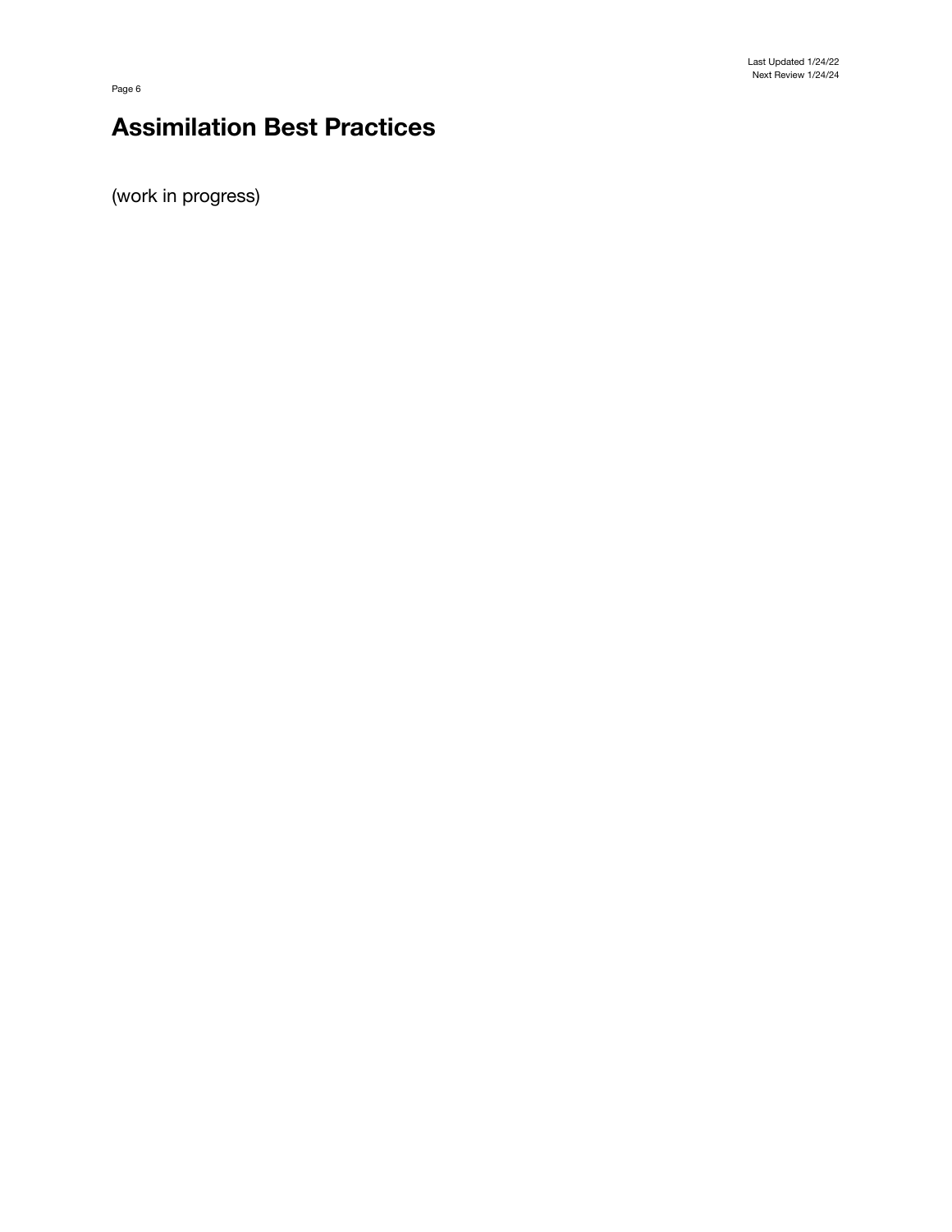# Assimilation Best Practices

(work in progress)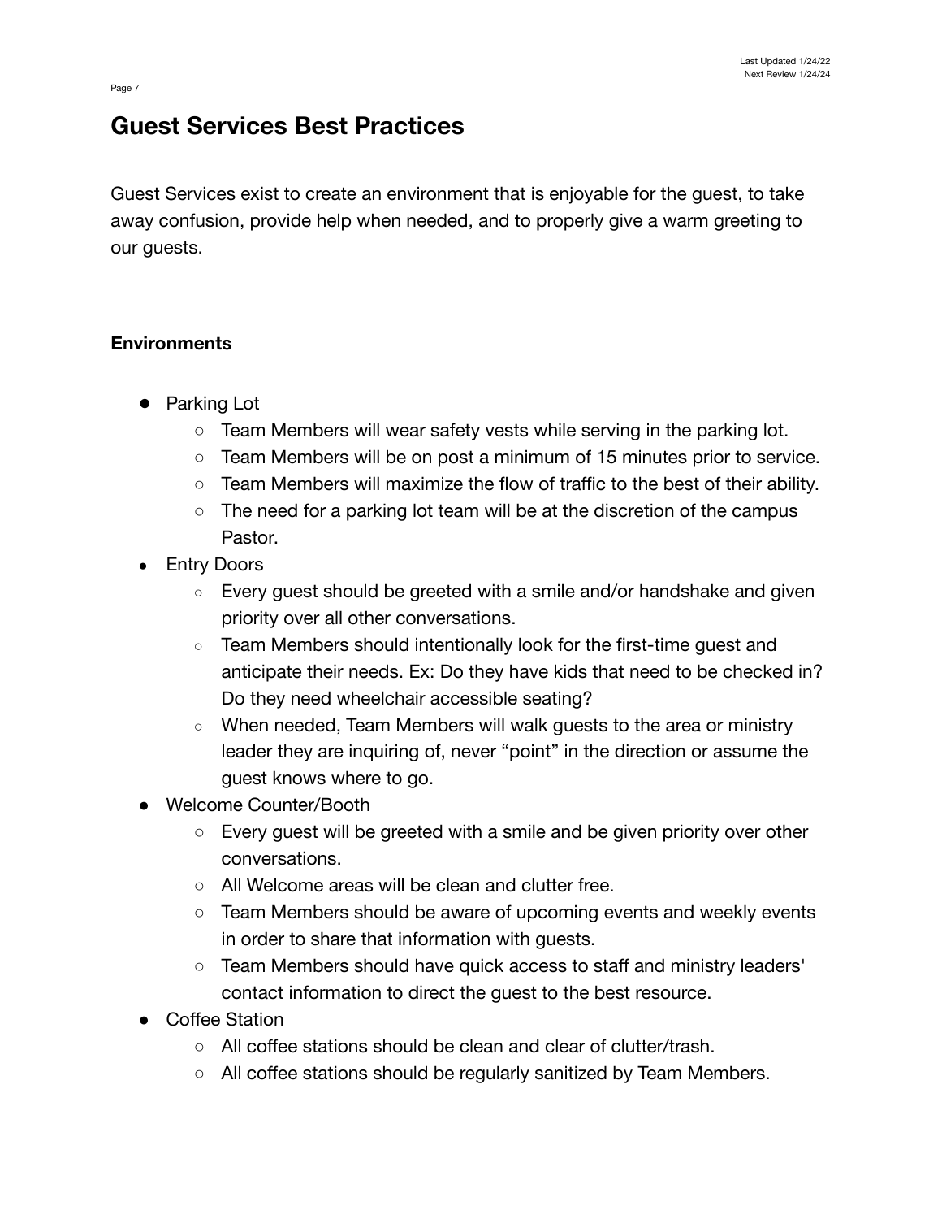# Guest Services Best Practices

Guest Services exist to create an environment that is enjoyable for the guest, to take away confusion, provide help when needed, and to properly give a warm greeting to our guests.

**Environments**

- Parking Lot
  - Team Members will wear safety vests while serving in the parking lot.
  - Team Members will be on post a minimum of 15 minutes prior to service.
  - Team Members will maximize the flow of traffic to the best of their ability.
  - The need for a parking lot team will be at the discretion of the campus Pastor.
- Entry Doors
  - Every guest should be greeted with a smile and/or handshake and given priority over all other conversations.
  - Team Members should intentionally look for the first-time guest and anticipate their needs. Ex: Do they have kids that need to be checked in? Do they need wheelchair accessible seating?
  - When needed, Team Members will walk guests to the area or ministry leader they are inquiring of, never "point" in the direction or assume the guest knows where to go.
- Welcome Counter/Booth
  - Every guest will be greeted with a smile and be given priority over other conversations.
  - All Welcome areas will be clean and clutter free.
  - Team Members should be aware of upcoming events and weekly events in order to share that information with guests.
  - Team Members should have quick access to staff and ministry leaders' contact information to direct the guest to the best resource.
- Coffee Station
  - All coffee stations should be clean and clear of clutter/trash.
  - All coffee stations should be regularly sanitized by Team Members.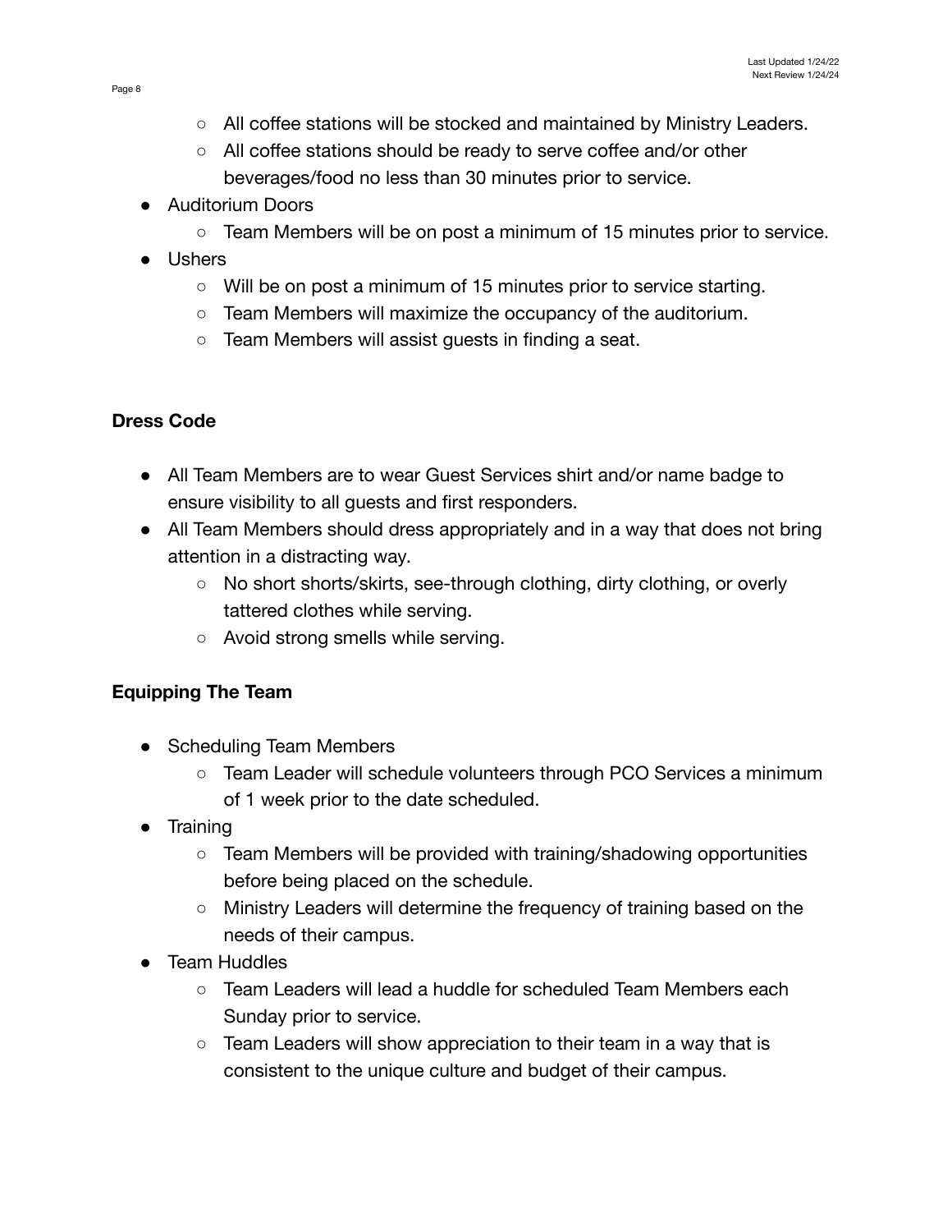- All coffee stations will be stocked and maintained by Ministry Leaders.
    - All coffee stations should be ready to serve coffee and/or other beverages/food no less than 30 minutes prior to service.
- Auditorium Doors
    - Team Members will be on post a minimum of 15 minutes prior to service.
- Ushers
    - Will be on post a minimum of 15 minutes prior to service starting.
    - Team Members will maximize the occupancy of the auditorium.
    - Team Members will assist guests in finding a seat.

**Dress Code**

- All Team Members are to wear Guest Services shirt and/or name badge to ensure visibility to all guests and first responders.
- All Team Members should dress appropriately and in a way that does not bring attention in a distracting way.
    - No short shorts/skirts, see-through clothing, dirty clothing, or overly tattered clothes while serving.
    - Avoid strong smells while serving.

**Equipping The Team**

- Scheduling Team Members
    - Team Leader will schedule volunteers through PCO Services a minimum of 1 week prior to the date scheduled.
- Training
    - Team Members will be provided with training/shadowing opportunities before being placed on the schedule.
    - Ministry Leaders will determine the frequency of training based on the needs of their campus.
- Team Huddles
    - Team Leaders will lead a huddle for scheduled Team Members each Sunday prior to service.
    - Team Leaders will show appreciation to their team in a way that is consistent to the unique culture and budget of their campus.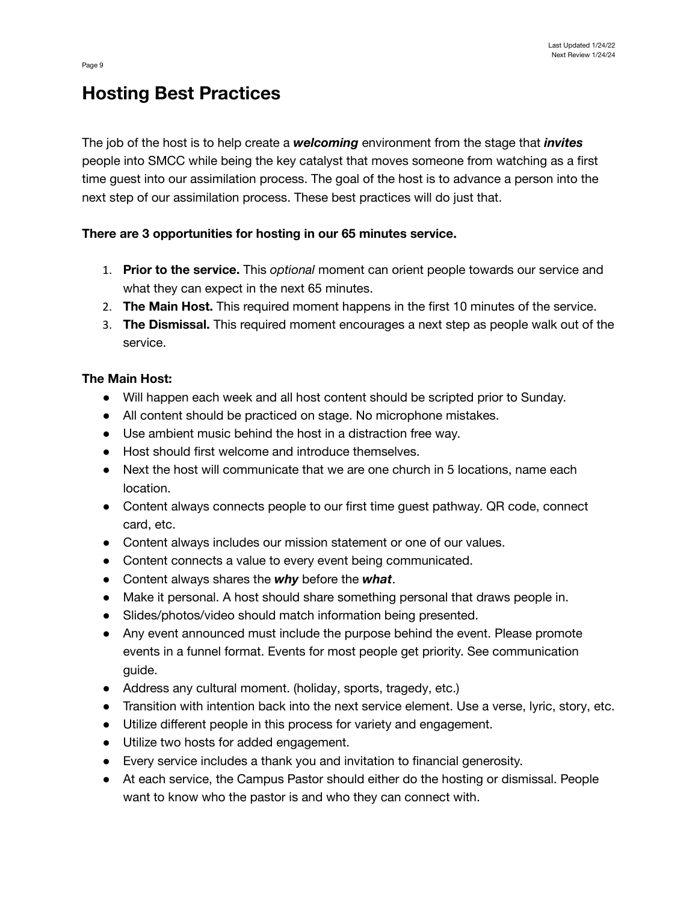# Hosting Best Practices

The job of the host is to help create a ***welcoming*** environment from the stage that ***invites*** people into SMCC while being the key catalyst that moves someone from watching as a first time guest into our assimilation process. The goal of the host is to advance a person into the next step of our assimilation process. These best practices will do just that.

**There are 3 opportunities for hosting in our 65 minutes service.**

1. **Prior to the service.** This *optional* moment can orient people towards our service and what they can expect in the next 65 minutes.
2. **The Main Host.** This required moment happens in the first 10 minutes of the service.
3. **The Dismissal.** This required moment encourages a next step as people walk out of the service.

**The Main Host:**

- Will happen each week and all host content should be scripted prior to Sunday.
- All content should be practiced on stage. No microphone mistakes.
- Use ambient music behind the host in a distraction free way.
- Host should first welcome and introduce themselves.
- Next the host will communicate that we are one church in 5 locations, name each location.
- Content always connects people to our first time guest pathway. QR code, connect card, etc.
- Content always includes our mission statement or one of our values.
- Content connects a value to every event being communicated.
- Content always shares the ***why*** before the ***what***.
- Make it personal. A host should share something personal that draws people in.
- Slides/photos/video should match information being presented.
- Any event announced must include the purpose behind the event. Please promote events in a funnel format. Events for most people get priority. See communication guide.
- Address any cultural moment. (holiday, sports, tragedy, etc.)
- Transition with intention back into the next service element. Use a verse, lyric, story, etc.
- Utilize different people in this process for variety and engagement.
- Utilize two hosts for added engagement.
- Every service includes a thank you and invitation to financial generosity.
- At each service, the Campus Pastor should either do the hosting or dismissal. People want to know who the pastor is and who they can connect with.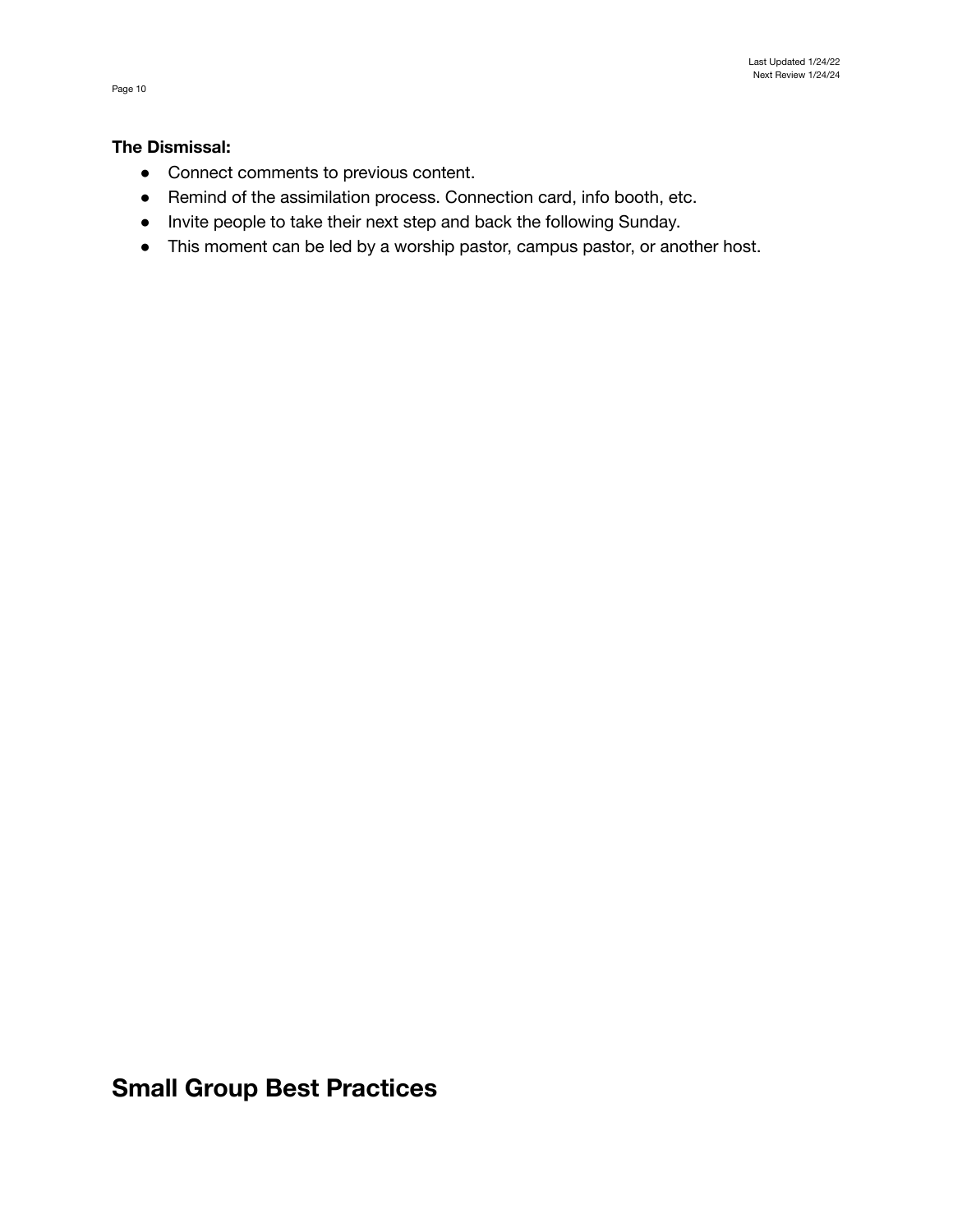**The Dismissal:**

- Connect comments to previous content.
- Remind of the assimilation process. Connection card, info booth, etc.
- Invite people to take their next step and back the following Sunday.
- This moment can be led by a worship pastor, campus pastor, or another host.

# Small Group Best Practices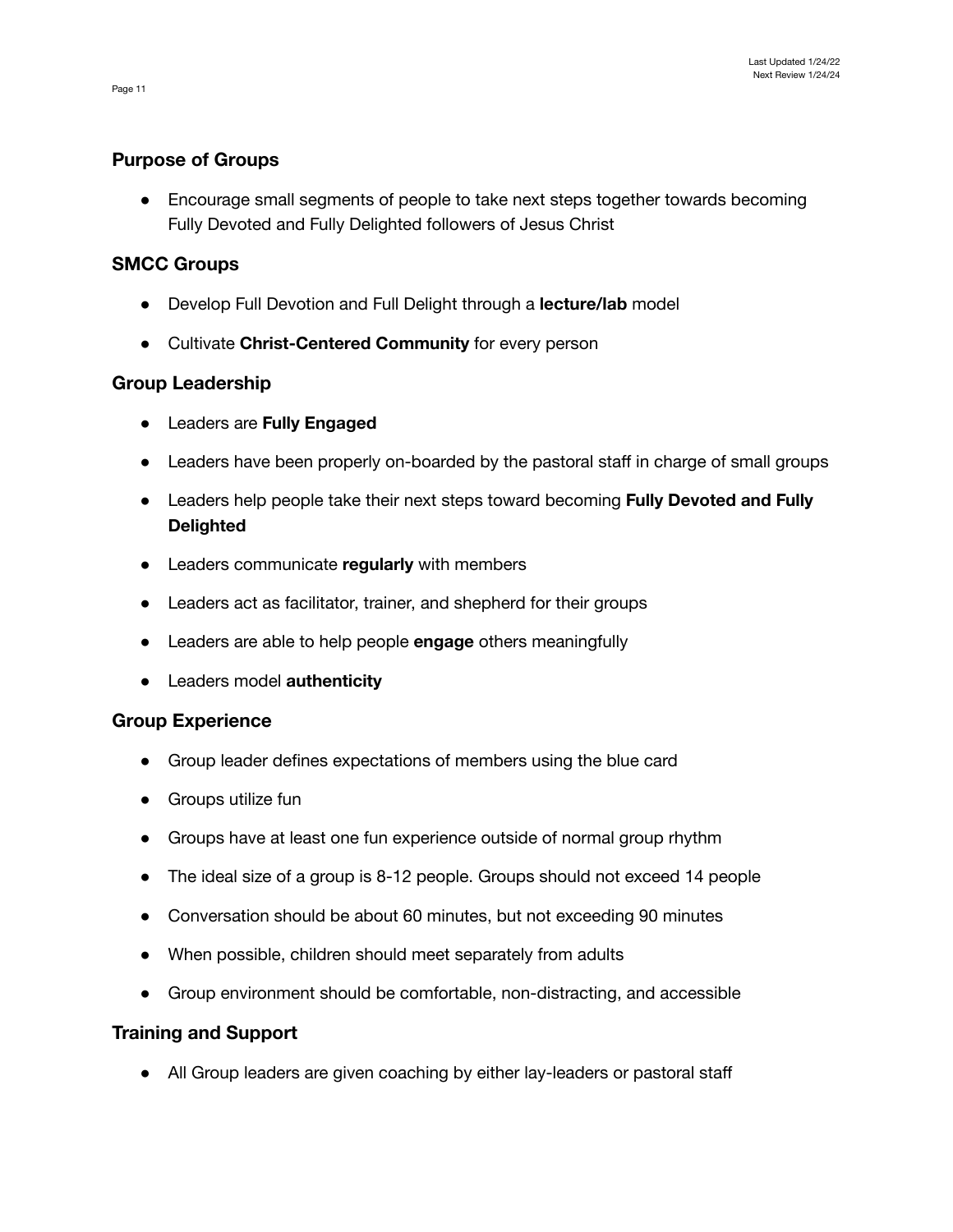### Purpose of Groups

- Encourage small segments of people to take next steps together towards becoming Fully Devoted and Fully Delighted followers of Jesus Christ

### SMCC Groups

- Develop Full Devotion and Full Delight through a **lecture/lab** model
- Cultivate **Christ-Centered Community** for every person

### Group Leadership

- Leaders are **Fully Engaged**
- Leaders have been properly on-boarded by the pastoral staff in charge of small groups
- Leaders help people take their next steps toward becoming **Fully Devoted and Fully Delighted**
- Leaders communicate **regularly** with members
- Leaders act as facilitator, trainer, and shepherd for their groups
- Leaders are able to help people **engage** others meaningfully
- Leaders model **authenticity**

### Group Experience

- Group leader defines expectations of members using the blue card
- Groups utilize fun
- Groups have at least one fun experience outside of normal group rhythm
- The ideal size of a group is 8-12 people. Groups should not exceed 14 people
- Conversation should be about 60 minutes, but not exceeding 90 minutes
- When possible, children should meet separately from adults
- Group environment should be comfortable, non-distracting, and accessible

### Training and Support

- All Group leaders are given coaching by either lay-leaders or pastoral staff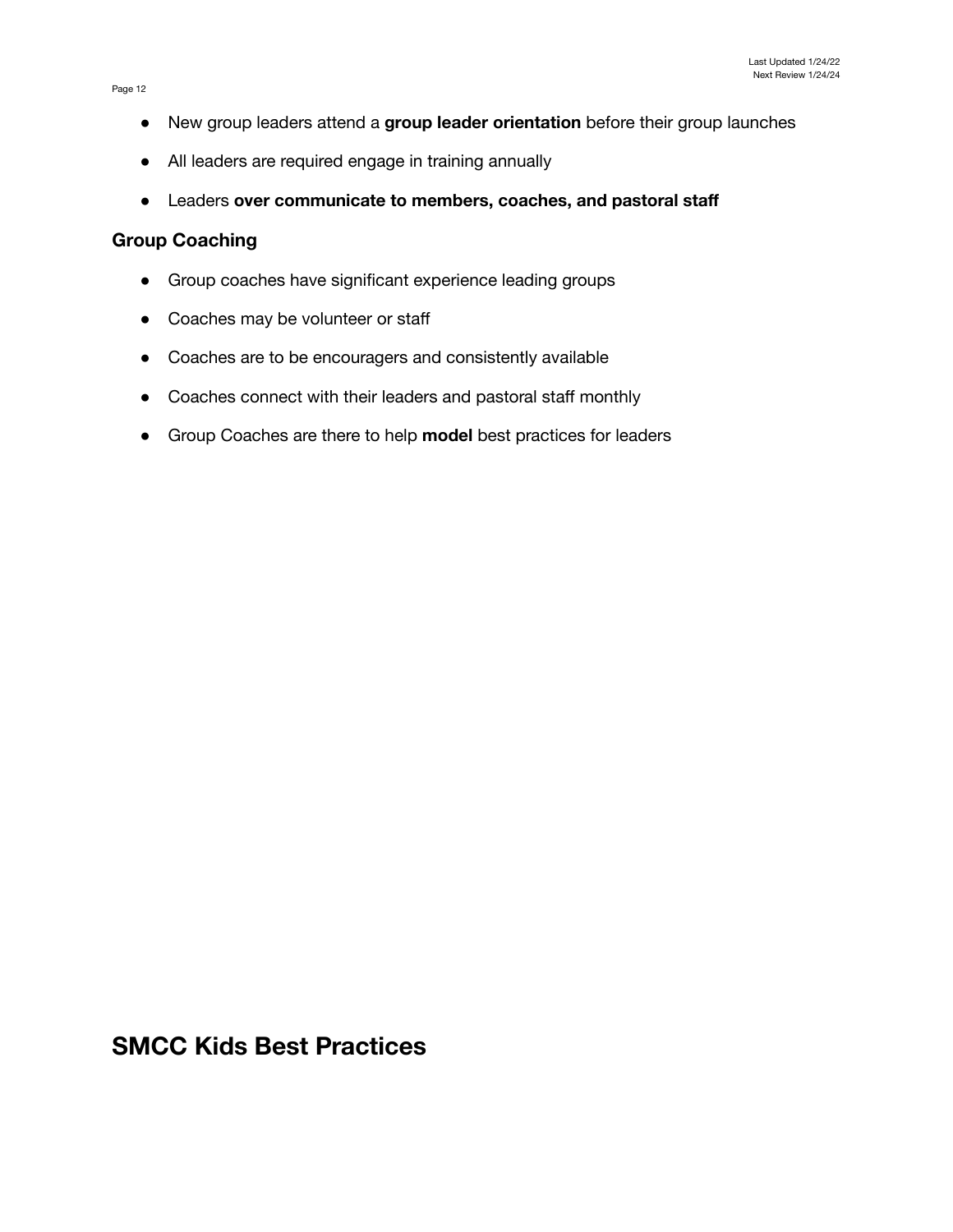- New group leaders attend a **group leader orientation** before their group launches
- All leaders are required engage in training annually
- Leaders **over communicate to members, coaches, and pastoral staff**

### Group Coaching

- Group coaches have significant experience leading groups
- Coaches may be volunteer or staff
- Coaches are to be encouragers and consistently available
- Coaches connect with their leaders and pastoral staff monthly
- Group Coaches are there to help **model** best practices for leaders

## SMCC Kids Best Practices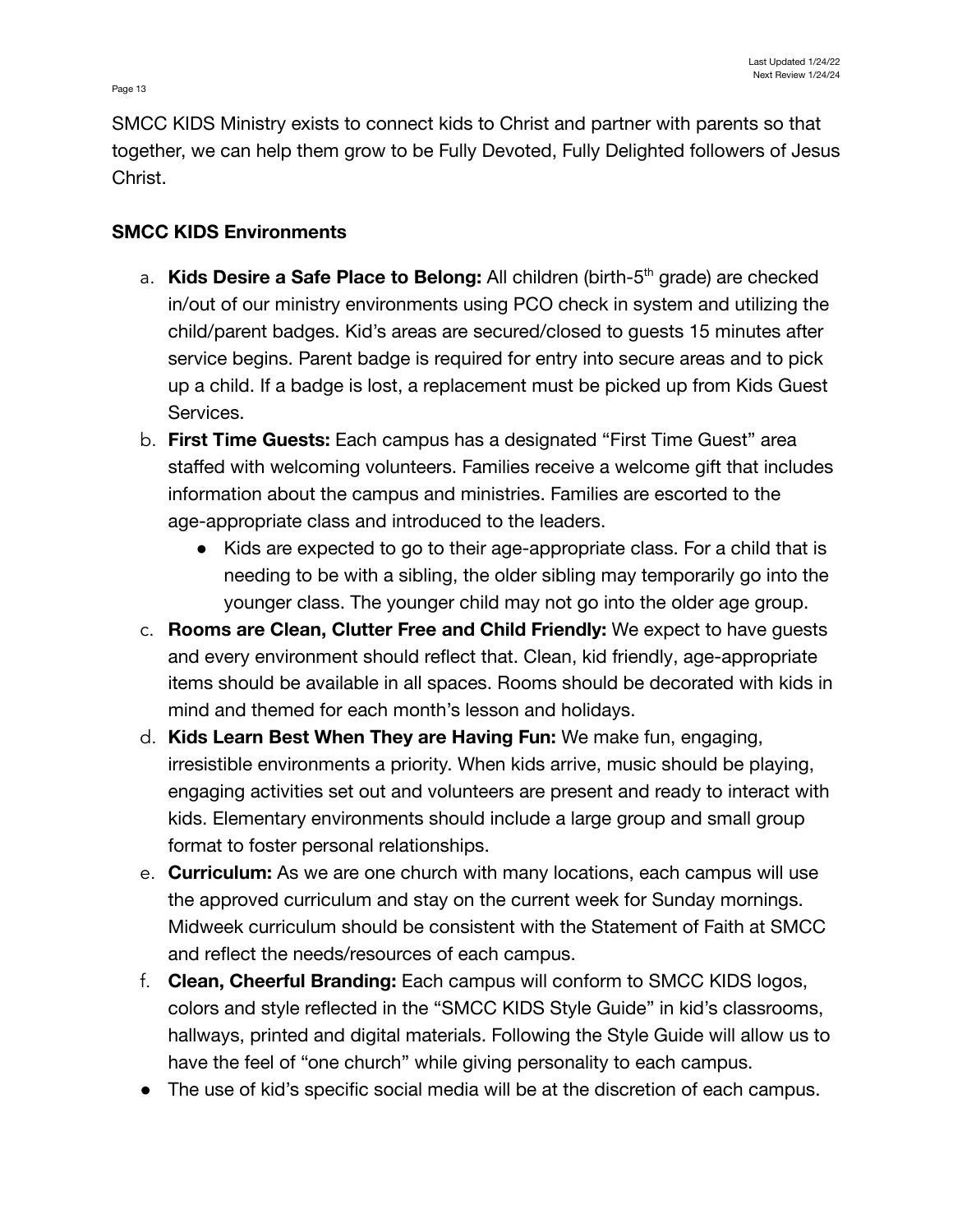SMCC KIDS Ministry exists to connect kids to Christ and partner with parents so that together, we can help them grow to be Fully Devoted, Fully Delighted followers of Jesus Christ.

**SMCC KIDS Environments**

a. **Kids Desire a Safe Place to Belong:** All children (birth-5th grade) are checked in/out of our ministry environments using PCO check in system and utilizing the child/parent badges. Kid's areas are secured/closed to guests 15 minutes after service begins. Parent badge is required for entry into secure areas and to pick up a child. If a badge is lost, a replacement must be picked up from Kids Guest Services.

b. **First Time Guests:** Each campus has a designated "First Time Guest" area staffed with welcoming volunteers. Families receive a welcome gift that includes information about the campus and ministries. Families are escorted to the age-appropriate class and introduced to the leaders.
   - Kids are expected to go to their age-appropriate class. For a child that is needing to be with a sibling, the older sibling may temporarily go into the younger class. The younger child may not go into the older age group.

c. **Rooms are Clean, Clutter Free and Child Friendly:** We expect to have guests and every environment should reflect that. Clean, kid friendly, age-appropriate items should be available in all spaces. Rooms should be decorated with kids in mind and themed for each month's lesson and holidays.

d. **Kids Learn Best When They are Having Fun:** We make fun, engaging, irresistible environments a priority. When kids arrive, music should be playing, engaging activities set out and volunteers are present and ready to interact with kids. Elementary environments should include a large group and small group format to foster personal relationships.

e. **Curriculum:** As we are one church with many locations, each campus will use the approved curriculum and stay on the current week for Sunday mornings. Midweek curriculum should be consistent with the Statement of Faith at SMCC and reflect the needs/resources of each campus.

f. **Clean, Cheerful Branding:** Each campus will conform to SMCC KIDS logos, colors and style reflected in the "SMCC KIDS Style Guide" in kid's classrooms, hallways, printed and digital materials. Following the Style Guide will allow us to have the feel of "one church" while giving personality to each campus.

- The use of kid's specific social media will be at the discretion of each campus.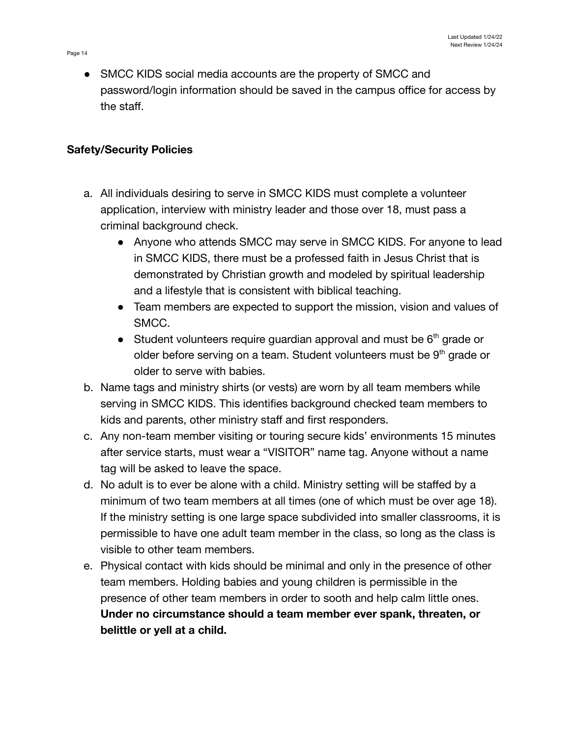- SMCC KIDS social media accounts are the property of SMCC and password/login information should be saved in the campus office for access by the staff.

**Safety/Security Policies**

a. All individuals desiring to serve in SMCC KIDS must complete a volunteer application, interview with ministry leader and those over 18, must pass a criminal background check.
    - Anyone who attends SMCC may serve in SMCC KIDS. For anyone to lead in SMCC KIDS, there must be a professed faith in Jesus Christ that is demonstrated by Christian growth and modeled by spiritual leadership and a lifestyle that is consistent with biblical teaching.
    - Team members are expected to support the mission, vision and values of SMCC.
    - Student volunteers require guardian approval and must be 6th grade or older before serving on a team. Student volunteers must be 9th grade or older to serve with babies.

b. Name tags and ministry shirts (or vests) are worn by all team members while serving in SMCC KIDS. This identifies background checked team members to kids and parents, other ministry staff and first responders.

c. Any non-team member visiting or touring secure kids' environments 15 minutes after service starts, must wear a "VISITOR" name tag. Anyone without a name tag will be asked to leave the space.

d. No adult is to ever be alone with a child. Ministry setting will be staffed by a minimum of two team members at all times (one of which must be over age 18). If the ministry setting is one large space subdivided into smaller classrooms, it is permissible to have one adult team member in the class, so long as the class is visible to other team members.

e. Physical contact with kids should be minimal and only in the presence of other team members. Holding babies and young children is permissible in the presence of other team members in order to sooth and help calm little ones. **Under no circumstance should a team member ever spank, threaten, or belittle or yell at a child.**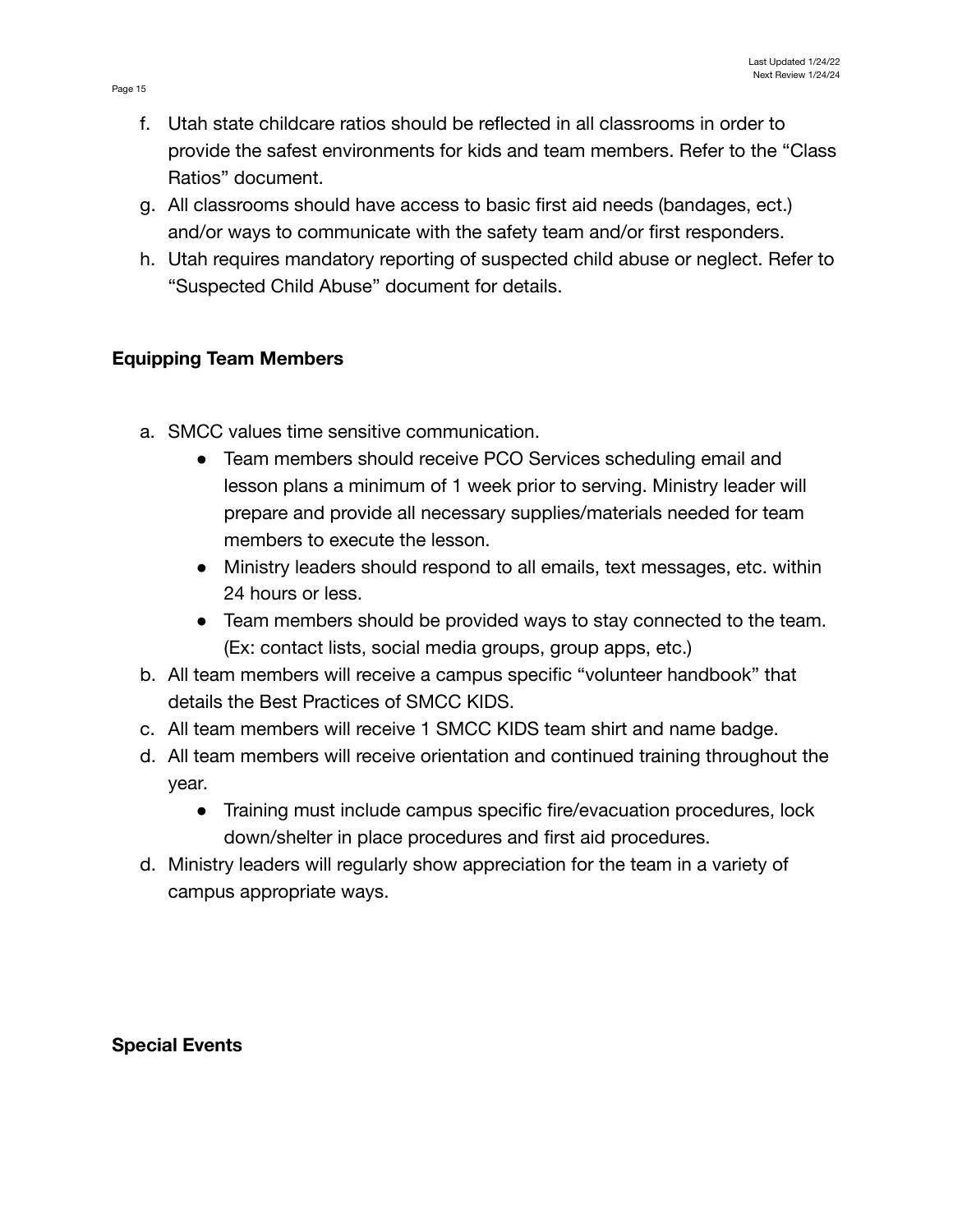f. Utah state childcare ratios should be reflected in all classrooms in order to provide the safest environments for kids and team members. Refer to the "Class Ratios" document.
g. All classrooms should have access to basic first aid needs (bandages, ect.) and/or ways to communicate with the safety team and/or first responders.
h. Utah requires mandatory reporting of suspected child abuse or neglect. Refer to "Suspected Child Abuse" document for details.

**Equipping Team Members**

a. SMCC values time sensitive communication.
    - Team members should receive PCO Services scheduling email and lesson plans a minimum of 1 week prior to serving. Ministry leader will prepare and provide all necessary supplies/materials needed for team members to execute the lesson.
    - Ministry leaders should respond to all emails, text messages, etc. within 24 hours or less.
    - Team members should be provided ways to stay connected to the team. (Ex: contact lists, social media groups, group apps, etc.)
b. All team members will receive a campus specific "volunteer handbook" that details the Best Practices of SMCC KIDS.
c. All team members will receive 1 SMCC KIDS team shirt and name badge.
d. All team members will receive orientation and continued training throughout the year.
    - Training must include campus specific fire/evacuation procedures, lock down/shelter in place procedures and first aid procedures.
d. Ministry leaders will regularly show appreciation for the team in a variety of campus appropriate ways.

**Special Events**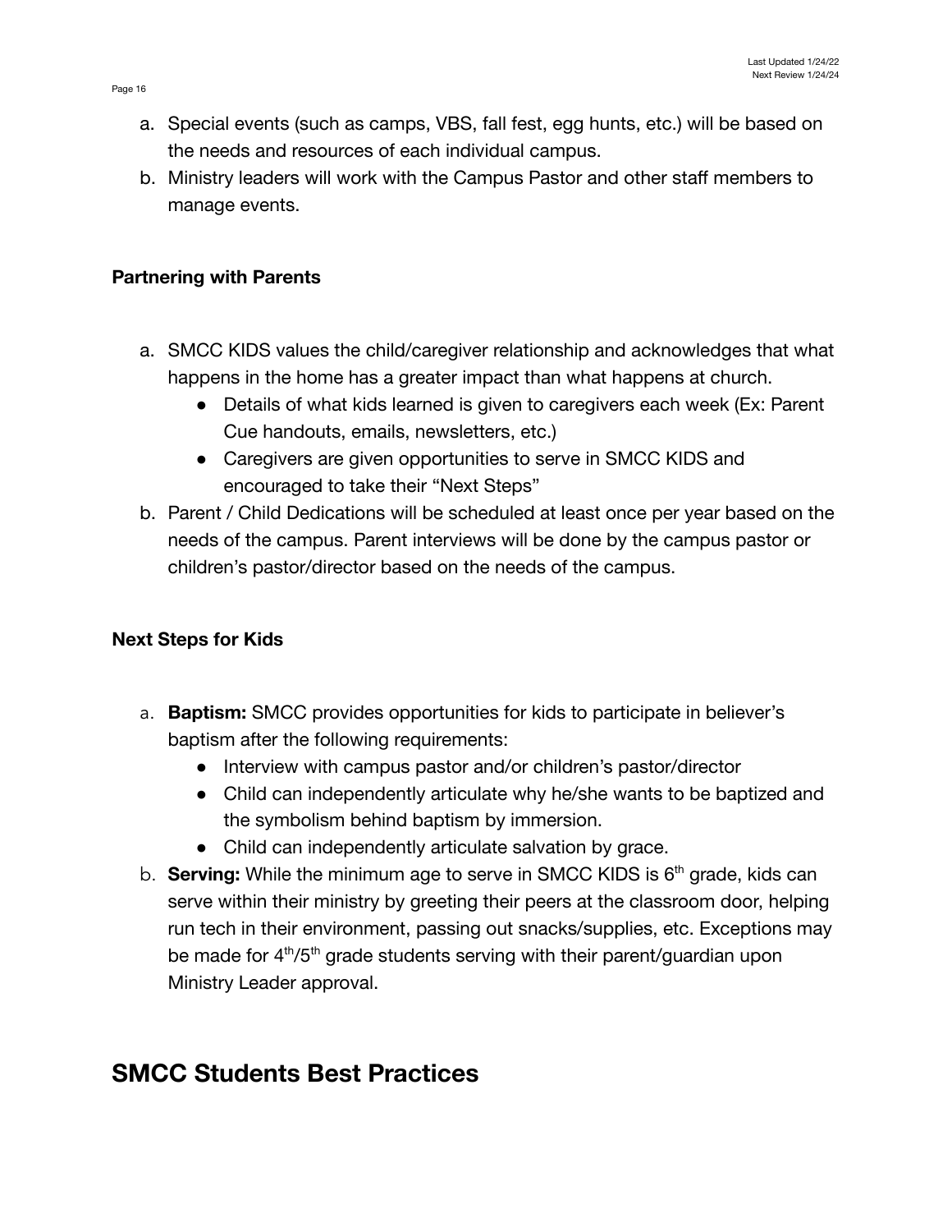a. Special events (such as camps, VBS, fall fest, egg hunts, etc.) will be based on the needs and resources of each individual campus.
b. Ministry leaders will work with the Campus Pastor and other staff members to manage events.

**Partnering with Parents**

a. SMCC KIDS values the child/caregiver relationship and acknowledges that what happens in the home has a greater impact than what happens at church.
    - Details of what kids learned is given to caregivers each week (Ex: Parent Cue handouts, emails, newsletters, etc.)
    - Caregivers are given opportunities to serve in SMCC KIDS and encouraged to take their "Next Steps"
b. Parent / Child Dedications will be scheduled at least once per year based on the needs of the campus. Parent interviews will be done by the campus pastor or children's pastor/director based on the needs of the campus.

**Next Steps for Kids**

a. **Baptism:** SMCC provides opportunities for kids to participate in believer's baptism after the following requirements:
    - Interview with campus pastor and/or children's pastor/director
    - Child can independently articulate why he/she wants to be baptized and the symbolism behind baptism by immersion.
    - Child can independently articulate salvation by grace.
b. **Serving:** While the minimum age to serve in SMCC KIDS is 6th grade, kids can serve within their ministry by greeting their peers at the classroom door, helping run tech in their environment, passing out snacks/supplies, etc. Exceptions may be made for 4th/5th grade students serving with their parent/guardian upon Ministry Leader approval.

# SMCC Students Best Practices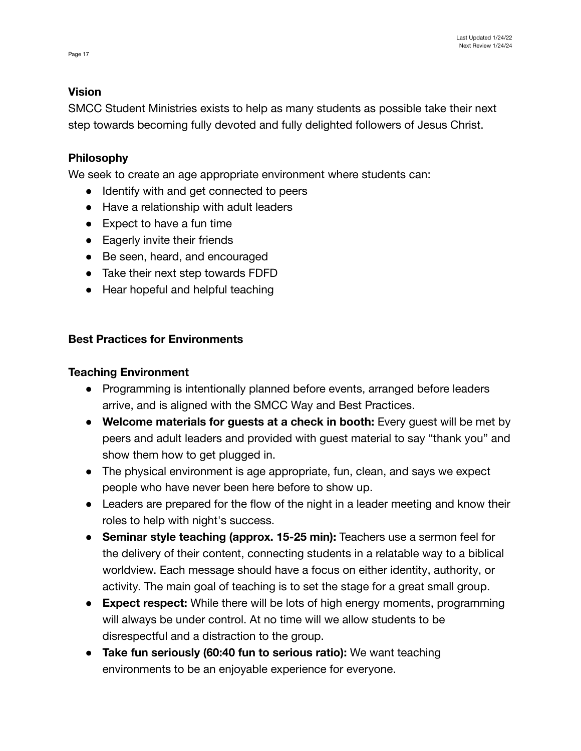**Vision**

SMCC Student Ministries exists to help as many students as possible take their next step towards becoming fully devoted and fully delighted followers of Jesus Christ.

**Philosophy**

We seek to create an age appropriate environment where students can:

- Identify with and get connected to peers
- Have a relationship with adult leaders
- Expect to have a fun time
- Eagerly invite their friends
- Be seen, heard, and encouraged
- Take their next step towards FDFD
- Hear hopeful and helpful teaching

**Best Practices for Environments**

**Teaching Environment**

- Programming is intentionally planned before events, arranged before leaders arrive, and is aligned with the SMCC Way and Best Practices.
- **Welcome materials for guests at a check in booth:** Every guest will be met by peers and adult leaders and provided with guest material to say "thank you" and show them how to get plugged in.
- The physical environment is age appropriate, fun, clean, and says we expect people who have never been here before to show up.
- Leaders are prepared for the flow of the night in a leader meeting and know their roles to help with night's success.
- **Seminar style teaching (approx. 15-25 min):** Teachers use a sermon feel for the delivery of their content, connecting students in a relatable way to a biblical worldview. Each message should have a focus on either identity, authority, or activity. The main goal of teaching is to set the stage for a great small group.
- **Expect respect:** While there will be lots of high energy moments, programming will always be under control. At no time will we allow students to be disrespectful and a distraction to the group.
- **Take fun seriously (60:40 fun to serious ratio):** We want teaching environments to be an enjoyable experience for everyone.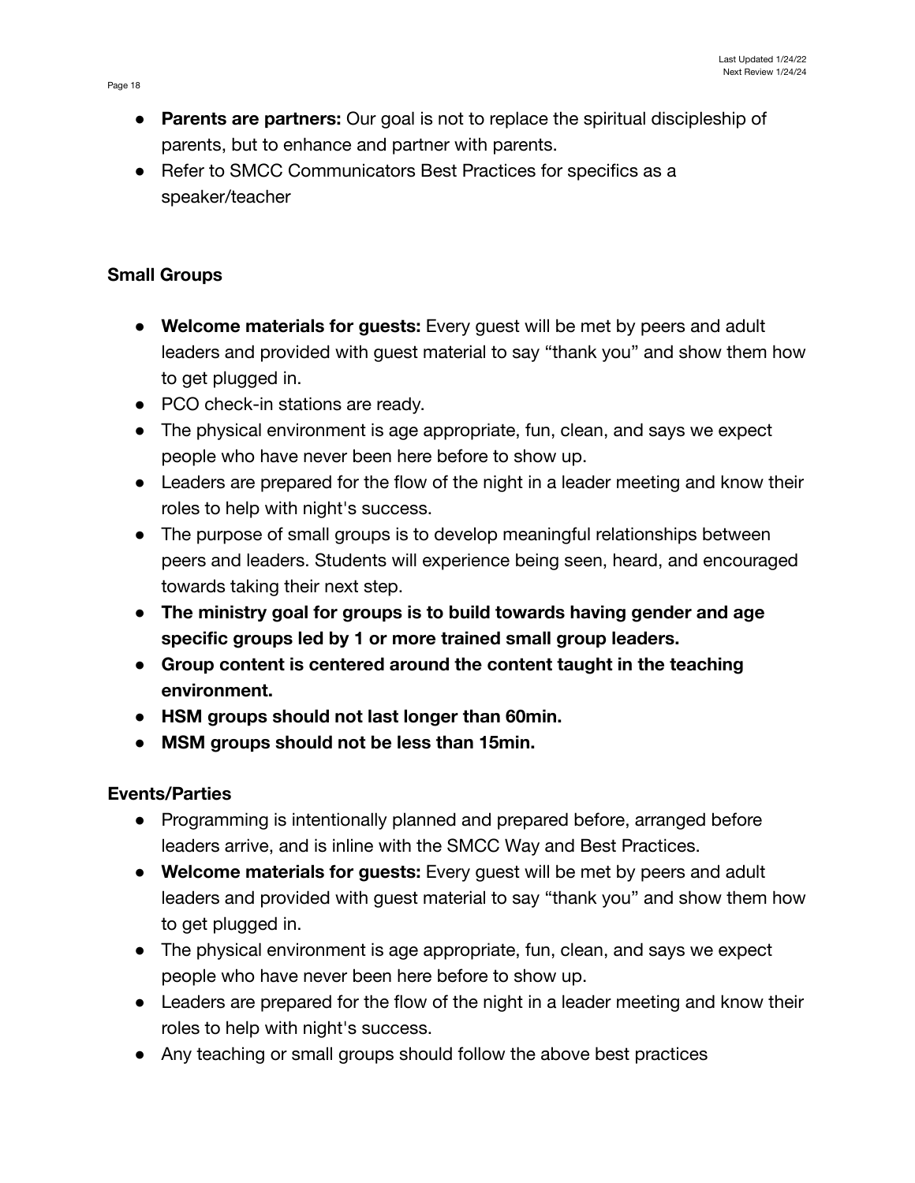- **Parents are partners:** Our goal is not to replace the spiritual discipleship of parents, but to enhance and partner with parents.
- Refer to SMCC Communicators Best Practices for specifics as a speaker/teacher

**Small Groups**

- **Welcome materials for guests:** Every guest will be met by peers and adult leaders and provided with guest material to say "thank you" and show them how to get plugged in.
- PCO check-in stations are ready.
- The physical environment is age appropriate, fun, clean, and says we expect people who have never been here before to show up.
- Leaders are prepared for the flow of the night in a leader meeting and know their roles to help with night's success.
- The purpose of small groups is to develop meaningful relationships between peers and leaders. Students will experience being seen, heard, and encouraged towards taking their next step.
- **The ministry goal for groups is to build towards having gender and age specific groups led by 1 or more trained small group leaders.**
- **Group content is centered around the content taught in the teaching environment.**
- **HSM groups should not last longer than 60min.**
- **MSM groups should not be less than 15min.**

**Events/Parties**

- Programming is intentionally planned and prepared before, arranged before leaders arrive, and is inline with the SMCC Way and Best Practices.
- **Welcome materials for guests:** Every guest will be met by peers and adult leaders and provided with guest material to say "thank you" and show them how to get plugged in.
- The physical environment is age appropriate, fun, clean, and says we expect people who have never been here before to show up.
- Leaders are prepared for the flow of the night in a leader meeting and know their roles to help with night's success.
- Any teaching or small groups should follow the above best practices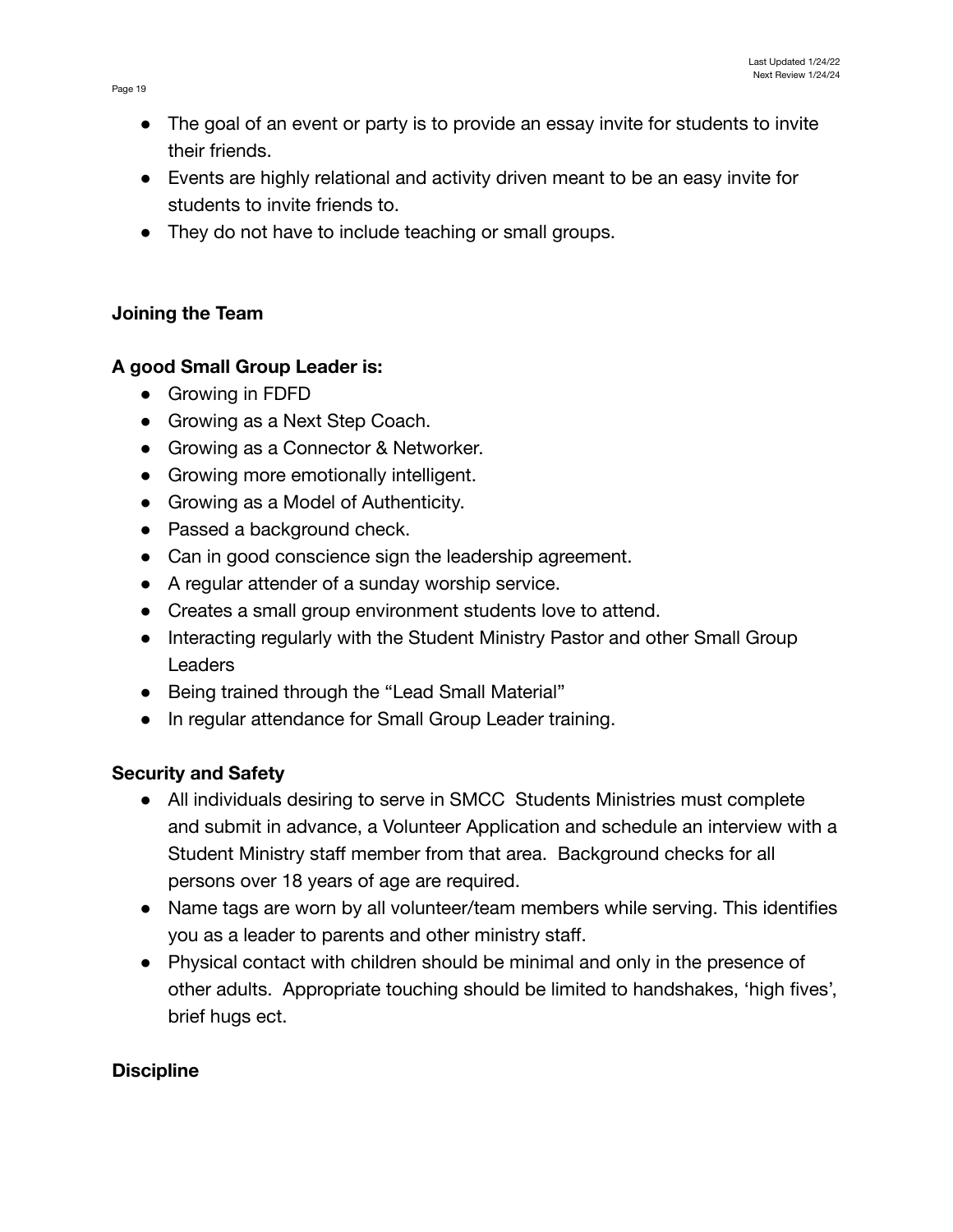- The goal of an event or party is to provide an essay invite for students to invite their friends.
- Events are highly relational and activity driven meant to be an easy invite for students to invite friends to.
- They do not have to include teaching or small groups.

**Joining the Team**

**A good Small Group Leader is:**

- Growing in FDFD
- Growing as a Next Step Coach.
- Growing as a Connector & Networker.
- Growing more emotionally intelligent.
- Growing as a Model of Authenticity.
- Passed a background check.
- Can in good conscience sign the leadership agreement.
- A regular attender of a sunday worship service.
- Creates a small group environment students love to attend.
- Interacting regularly with the Student Ministry Pastor and other Small Group Leaders
- Being trained through the "Lead Small Material"
- In regular attendance for Small Group Leader training.

**Security and Safety**

- All individuals desiring to serve in SMCC Students Ministries must complete and submit in advance, a Volunteer Application and schedule an interview with a Student Ministry staff member from that area. Background checks for all persons over 18 years of age are required.
- Name tags are worn by all volunteer/team members while serving. This identifies you as a leader to parents and other ministry staff.
- Physical contact with children should be minimal and only in the presence of other adults. Appropriate touching should be limited to handshakes, 'high fives', brief hugs ect.

**Discipline**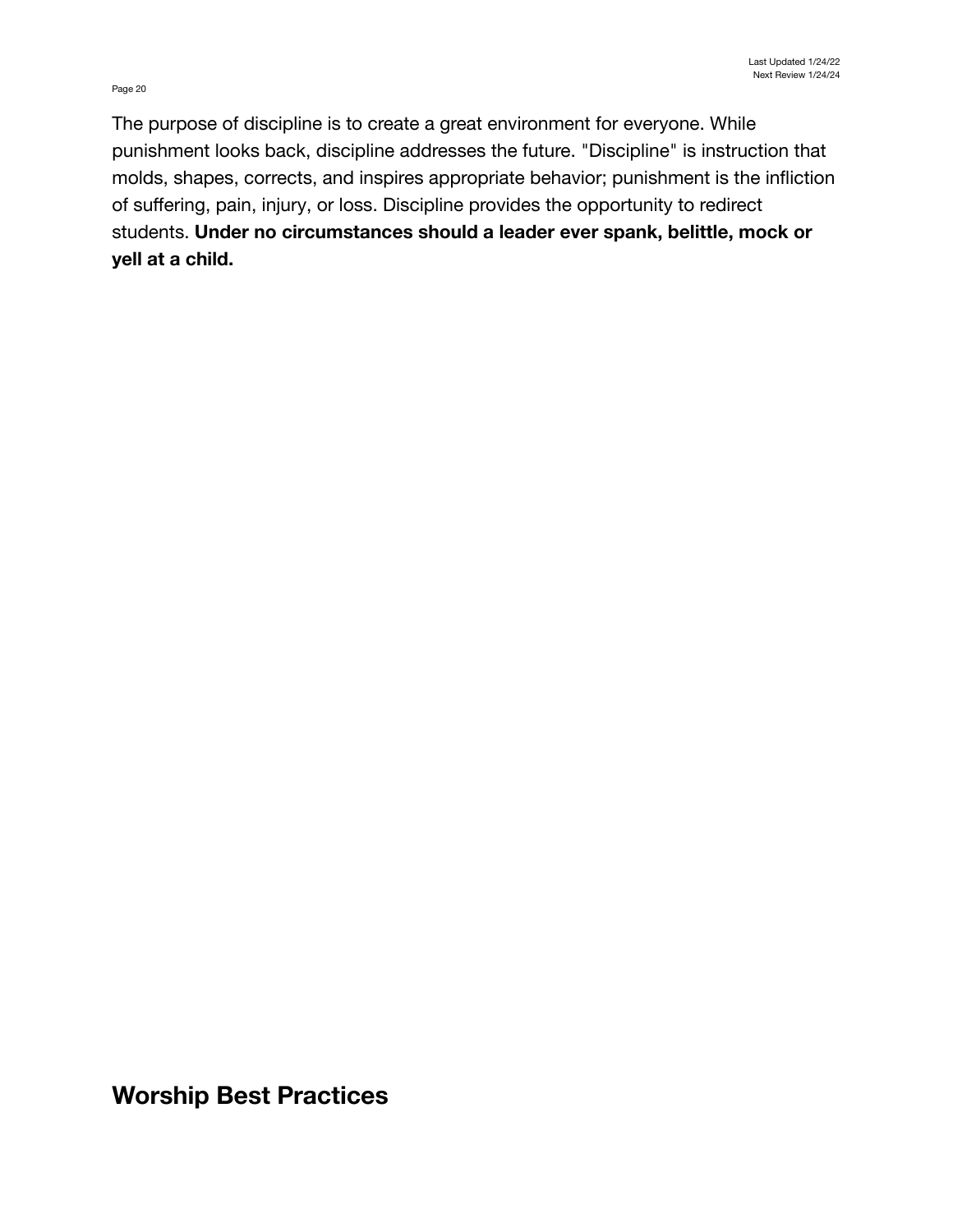The purpose of discipline is to create a great environment for everyone. While punishment looks back, discipline addresses the future. "Discipline" is instruction that molds, shapes, corrects, and inspires appropriate behavior; punishment is the infliction of suffering, pain, injury, or loss. Discipline provides the opportunity to redirect students. **Under no circumstances should a leader ever spank, belittle, mock or yell at a child.**

# Worship Best Practices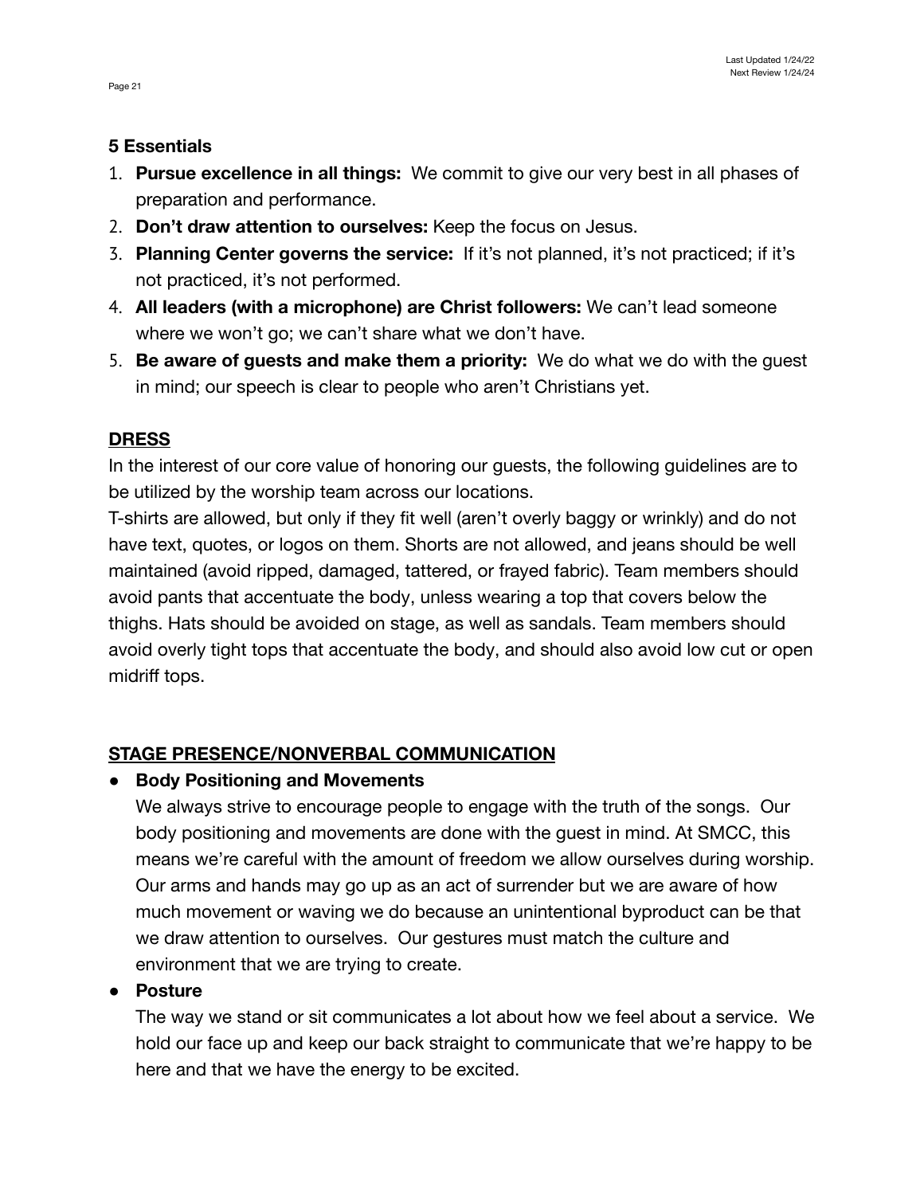**5 Essentials**

1. **Pursue excellence in all things:** We commit to give our very best in all phases of preparation and performance.
2. **Don't draw attention to ourselves:** Keep the focus on Jesus.
3. **Planning Center governs the service:** If it's not planned, it's not practiced; if it's not practiced, it's not performed.
4. **All leaders (with a microphone) are Christ followers:** We can't lead someone where we won't go; we can't share what we don't have.
5. **Be aware of guests and make them a priority:** We do what we do with the guest in mind; our speech is clear to people who aren't Christians yet.

## DRESS

In the interest of our core value of honoring our guests, the following guidelines are to be utilized by the worship team across our locations.

T-shirts are allowed, but only if they fit well (aren't overly baggy or wrinkly) and do not have text, quotes, or logos on them. Shorts are not allowed, and jeans should be well maintained (avoid ripped, damaged, tattered, or frayed fabric). Team members should avoid pants that accentuate the body, unless wearing a top that covers below the thighs. Hats should be avoided on stage, as well as sandals. Team members should avoid overly tight tops that accentuate the body, and should also avoid low cut or open midriff tops.

## STAGE PRESENCE/NONVERBAL COMMUNICATION

- **Body Positioning and Movements**
  We always strive to encourage people to engage with the truth of the songs. Our body positioning and movements are done with the guest in mind. At SMCC, this means we're careful with the amount of freedom we allow ourselves during worship. Our arms and hands may go up as an act of surrender but we are aware of how much movement or waving we do because an unintentional byproduct can be that we draw attention to ourselves. Our gestures must match the culture and environment that we are trying to create.
- **Posture**
  The way we stand or sit communicates a lot about how we feel about a service. We hold our face up and keep our back straight to communicate that we're happy to be here and that we have the energy to be excited.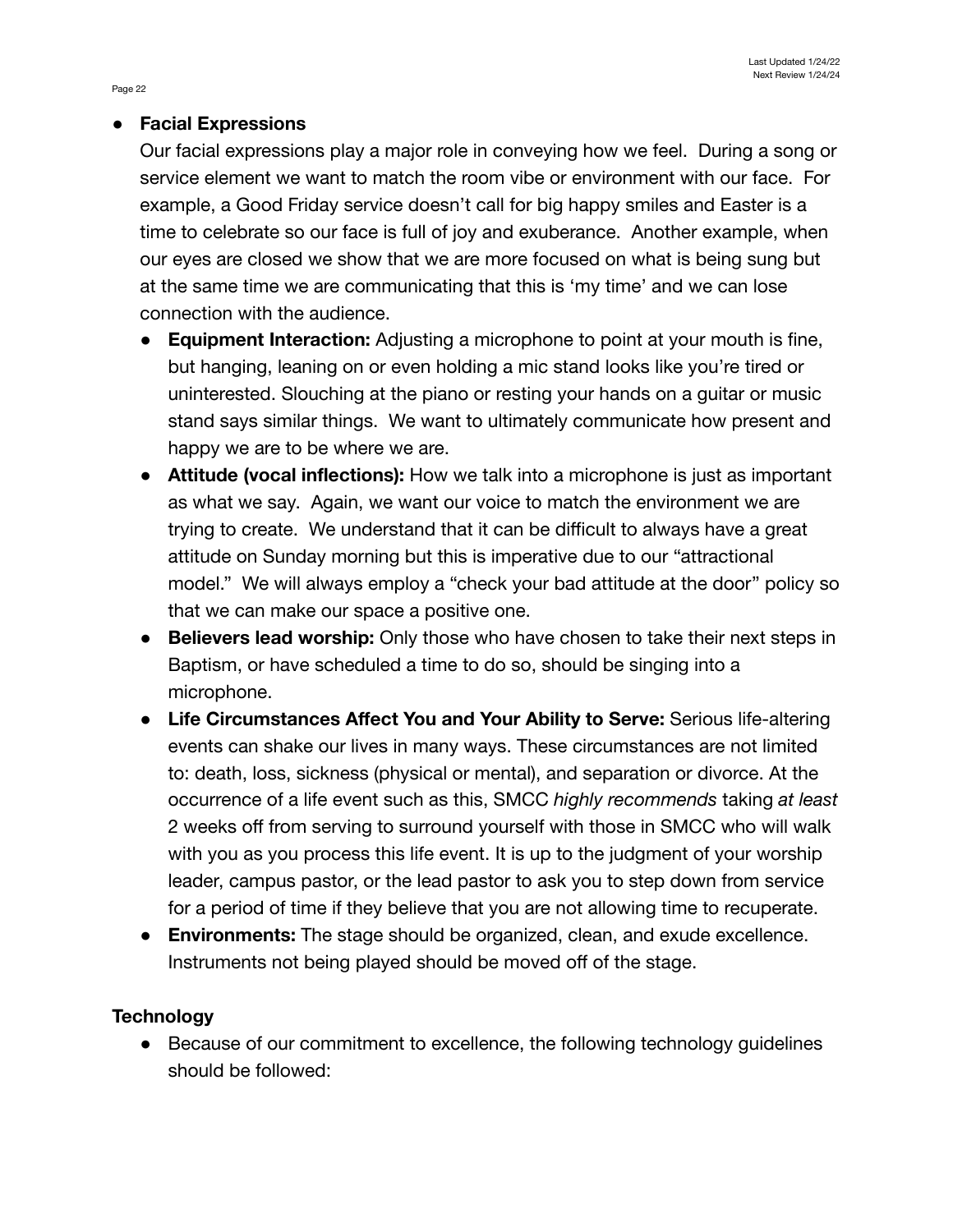- **Facial Expressions**

  Our facial expressions play a major role in conveying how we feel. During a song or service element we want to match the room vibe or environment with our face. For example, a Good Friday service doesn't call for big happy smiles and Easter is a time to celebrate so our face is full of joy and exuberance. Another example, when our eyes are closed we show that we are more focused on what is being sung but at the same time we are communicating that this is 'my time' and we can lose connection with the audience.

  - **Equipment Interaction:** Adjusting a microphone to point at your mouth is fine, but hanging, leaning on or even holding a mic stand looks like you're tired or uninterested. Slouching at the piano or resting your hands on a guitar or music stand says similar things. We want to ultimately communicate how present and happy we are to be where we are.
  - **Attitude (vocal inflections):** How we talk into a microphone is just as important as what we say. Again, we want our voice to match the environment we are trying to create. We understand that it can be difficult to always have a great attitude on Sunday morning but this is imperative due to our "attractional model." We will always employ a "check your bad attitude at the door" policy so that we can make our space a positive one.
  - **Believers lead worship:** Only those who have chosen to take their next steps in Baptism, or have scheduled a time to do so, should be singing into a microphone.
  - **Life Circumstances Affect You and Your Ability to Serve:** Serious life-altering events can shake our lives in many ways. These circumstances are not limited to: death, loss, sickness (physical or mental), and separation or divorce. At the occurrence of a life event such as this, SMCC *highly recommends* taking *at least* 2 weeks off from serving to surround yourself with those in SMCC who will walk with you as you process this life event. It is up to the judgment of your worship leader, campus pastor, or the lead pastor to ask you to step down from service for a period of time if they believe that you are not allowing time to recuperate.
  - **Environments:** The stage should be organized, clean, and exude excellence. Instruments not being played should be moved off of the stage.

**Technology**

- Because of our commitment to excellence, the following technology guidelines should be followed: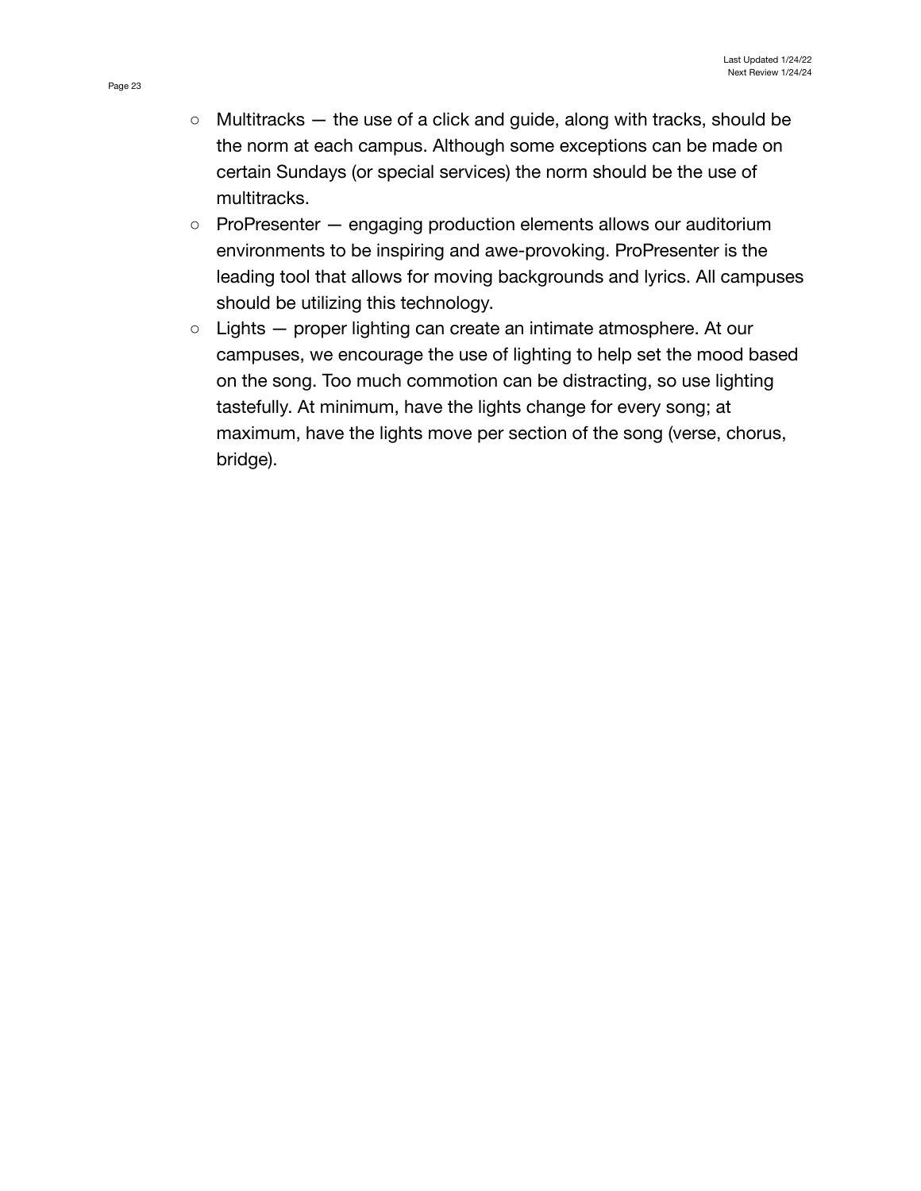- Multitracks — the use of a click and guide, along with tracks, should be the norm at each campus. Although some exceptions can be made on certain Sundays (or special services) the norm should be the use of multitracks.
- ProPresenter — engaging production elements allows our auditorium environments to be inspiring and awe-provoking. ProPresenter is the leading tool that allows for moving backgrounds and lyrics. All campuses should be utilizing this technology.
- Lights — proper lighting can create an intimate atmosphere. At our campuses, we encourage the use of lighting to help set the mood based on the song. Too much commotion can be distracting, so use lighting tastefully. At minimum, have the lights change for every song; at maximum, have the lights move per section of the song (verse, chorus, bridge).